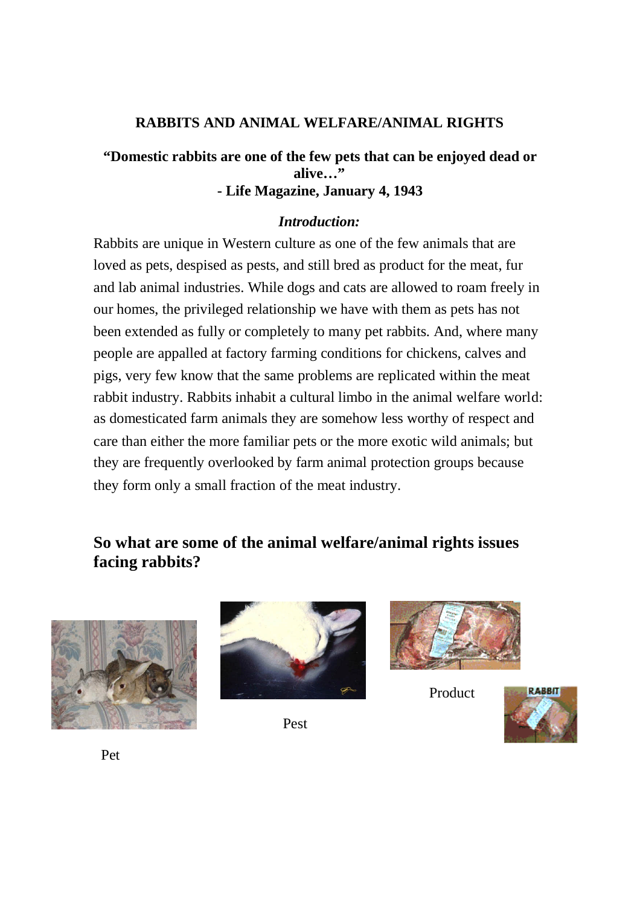# RABBITS AND ANIMAL WELFARE/ANIMAL RIGHTS

**"Domestic rabbits are one of the few pets that can be enjoyed dead or alive…"**
**- Life Magazine, January 4, 1943**

### *Introduction:*

Rabbits are unique in Western culture as one of the few animals that are loved as pets, despised as pests, and still bred as product for the meat, fur and lab animal industries. While dogs and cats are allowed to roam freely in our homes, the privileged relationship we have with them as pets has not been extended as fully or completely to many pet rabbits. And, where many people are appalled at factory farming conditions for chickens, calves and pigs, very few know that the same problems are replicated within the meat rabbit industry. Rabbits inhabit a cultural limbo in the animal welfare world: as domesticated farm animals they are somehow less worthy of respect and care than either the more familiar pets or the more exotic wild animals; but they are frequently overlooked by farm animal protection groups because they form only a small fraction of the meat industry.

## So what are some of the animal welfare/animal rights issues facing rabbits?

Pet

Pest

Product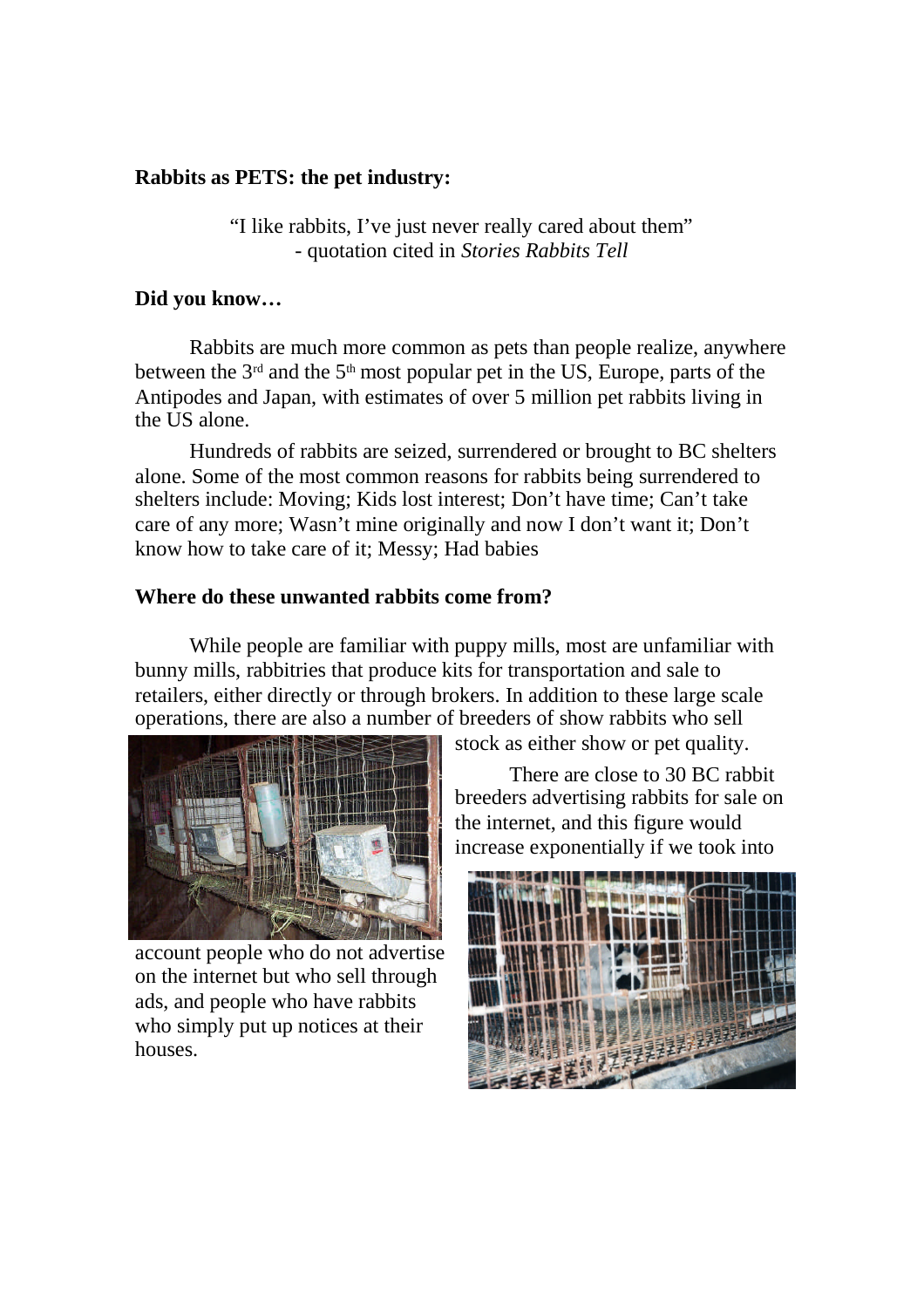**Rabbits as PETS: the pet industry:**

"I like rabbits, I've just never really cared about them"
- quotation cited in *Stories Rabbits Tell*

**Did you know…**

Rabbits are much more common as pets than people realize, anywhere between the 3rd and the 5th most popular pet in the US, Europe, parts of the Antipodes and Japan, with estimates of over 5 million pet rabbits living in the US alone.

Hundreds of rabbits are seized, surrendered or brought to BC shelters alone. Some of the most common reasons for rabbits being surrendered to shelters include: Moving; Kids lost interest; Don't have time; Can't take care of any more; Wasn't mine originally and now I don't want it; Don't know how to take care of it; Messy; Had babies

**Where do these unwanted rabbits come from?**

While people are familiar with puppy mills, most are unfamiliar with bunny mills, rabbitries that produce kits for transportation and sale to retailers, either directly or through brokers. In addition to these large scale operations, there are also a number of breeders of show rabbits who sell stock as either show or pet quality.

There are close to 30 BC rabbit breeders advertising rabbits for sale on the internet, and this figure would increase exponentially if we took into account people who do not advertise on the internet but who sell through ads, and people who have rabbits who simply put up notices at their houses.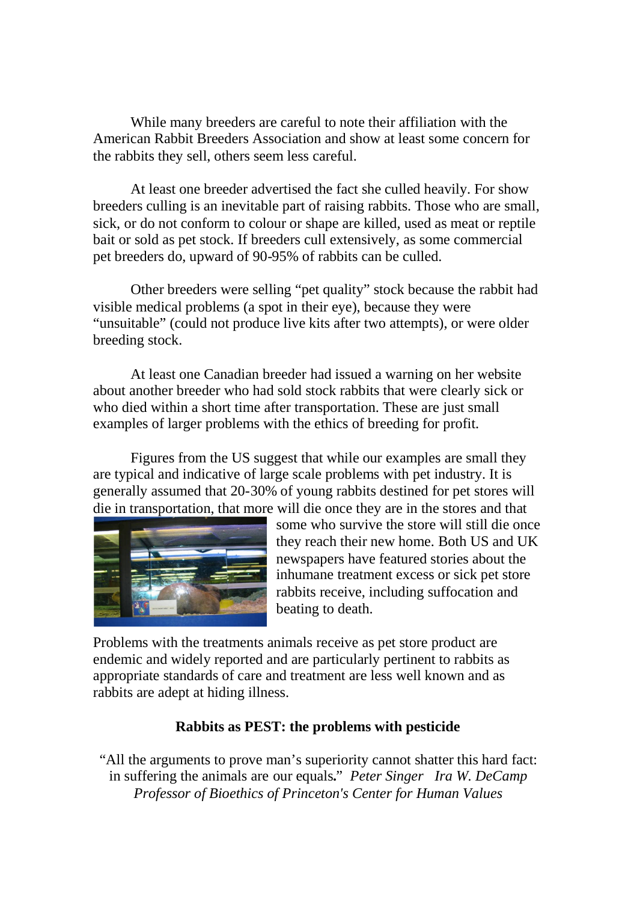While many breeders are careful to note their affiliation with the American Rabbit Breeders Association and show at least some concern for the rabbits they sell, others seem less careful.

At least one breeder advertised the fact she culled heavily. For show breeders culling is an inevitable part of raising rabbits. Those who are small, sick, or do not conform to colour or shape are killed, used as meat or reptile bait or sold as pet stock. If breeders cull extensively, as some commercial pet breeders do, upward of 90-95% of rabbits can be culled.

Other breeders were selling "pet quality" stock because the rabbit had visible medical problems (a spot in their eye), because they were "unsuitable" (could not produce live kits after two attempts), or were older breeding stock.

At least one Canadian breeder had issued a warning on her website about another breeder who had sold stock rabbits that were clearly sick or who died within a short time after transportation. These are just small examples of larger problems with the ethics of breeding for profit.

Figures from the US suggest that while our examples are small they are typical and indicative of large scale problems with pet industry. It is generally assumed that 20-30% of young rabbits destined for pet stores will die in transportation, that more will die once they are in the stores and that some who survive the store will still die once they reach their new home. Both US and UK newspapers have featured stories about the inhumane treatment excess or sick pet store rabbits receive, including suffocation and beating to death.

Problems with the treatments animals receive as pet store product are endemic and widely reported and are particularly pertinent to rabbits as appropriate standards of care and treatment are less well known and as rabbits are adept at hiding illness.

## Rabbits as PEST: the problems with pesticide

"All the arguments to prove man's superiority cannot shatter this hard fact: in suffering the animals are our equals." *Peter Singer Ira W. DeCamp Professor of Bioethics of Princeton's Center for Human Values*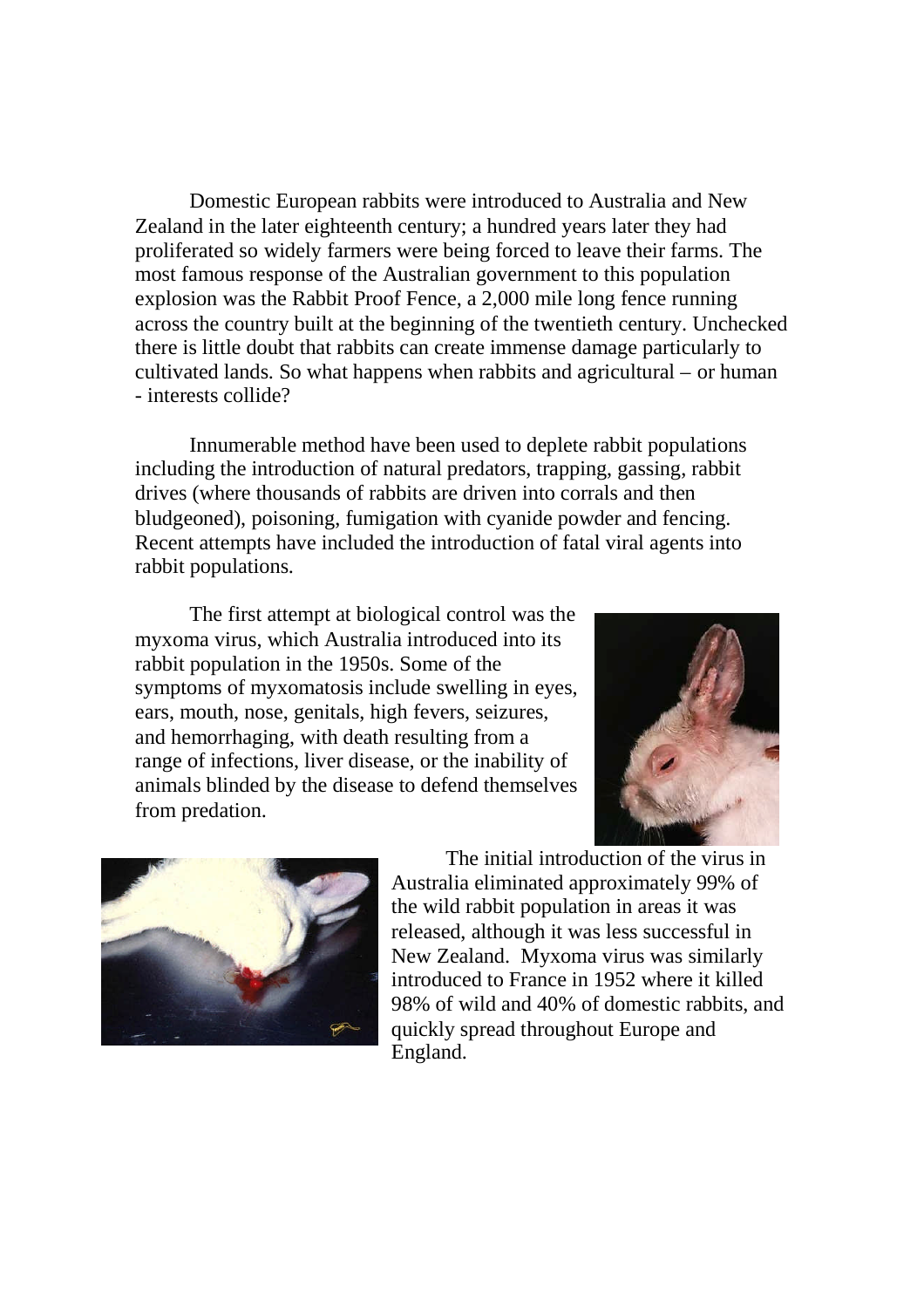Domestic European rabbits were introduced to Australia and New Zealand in the later eighteenth century; a hundred years later they had proliferated so widely farmers were being forced to leave their farms. The most famous response of the Australian government to this population explosion was the Rabbit Proof Fence, a 2,000 mile long fence running across the country built at the beginning of the twentieth century. Unchecked there is little doubt that rabbits can create immense damage particularly to cultivated lands. So what happens when rabbits and agricultural – or human - interests collide?

Innumerable method have been used to deplete rabbit populations including the introduction of natural predators, trapping, gassing, rabbit drives (where thousands of rabbits are driven into corrals and then bludgeoned), poisoning, fumigation with cyanide powder and fencing. Recent attempts have included the introduction of fatal viral agents into rabbit populations.

The first attempt at biological control was the myxoma virus, which Australia introduced into its rabbit population in the 1950s. Some of the symptoms of myxomatosis include swelling in eyes, ears, mouth, nose, genitals, high fevers, seizures, and hemorrhaging, with death resulting from a range of infections, liver disease, or the inability of animals blinded by the disease to defend themselves from predation.

The initial introduction of the virus in Australia eliminated approximately 99% of the wild rabbit population in areas it was released, although it was less successful in New Zealand. Myxoma virus was similarly introduced to France in 1952 where it killed 98% of wild and 40% of domestic rabbits, and quickly spread throughout Europe and England.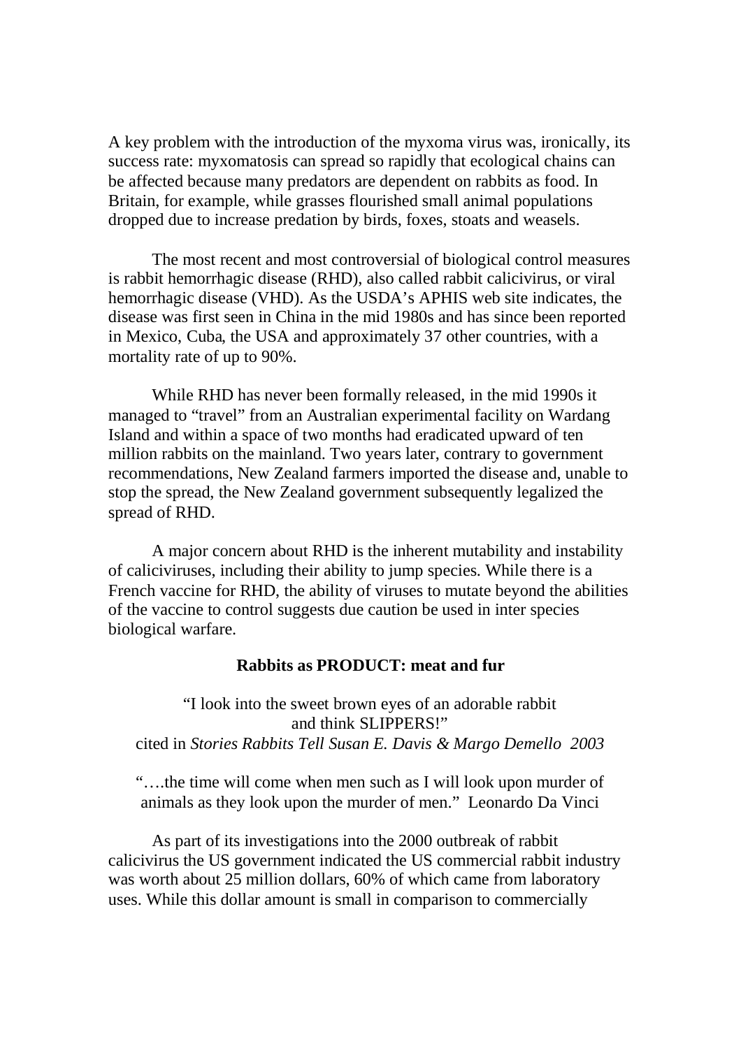A key problem with the introduction of the myxoma virus was, ironically, its success rate: myxomatosis can spread so rapidly that ecological chains can be affected because many predators are dependent on rabbits as food. In Britain, for example, while grasses flourished small animal populations dropped due to increase predation by birds, foxes, stoats and weasels.

The most recent and most controversial of biological control measures is rabbit hemorrhagic disease (RHD), also called rabbit calicivirus, or viral hemorrhagic disease (VHD). As the USDA's APHIS web site indicates, the disease was first seen in China in the mid 1980s and has since been reported in Mexico, Cuba, the USA and approximately 37 other countries, with a mortality rate of up to 90%.

While RHD has never been formally released, in the mid 1990s it managed to "travel" from an Australian experimental facility on Wardang Island and within a space of two months had eradicated upward of ten million rabbits on the mainland. Two years later, contrary to government recommendations, New Zealand farmers imported the disease and, unable to stop the spread, the New Zealand government subsequently legalized the spread of RHD.

A major concern about RHD is the inherent mutability and instability of caliciviruses, including their ability to jump species. While there is a French vaccine for RHD, the ability of viruses to mutate beyond the abilities of the vaccine to control suggests due caution be used in inter species biological warfare.

**Rabbits as PRODUCT: meat and fur**

"I look into the sweet brown eyes of an adorable rabbit and think SLIPPERS!"
cited in *Stories Rabbits Tell Susan E. Davis & Margo Demello 2003*

"….the time will come when men such as I will look upon murder of animals as they look upon the murder of men." Leonardo Da Vinci

As part of its investigations into the 2000 outbreak of rabbit calicivirus the US government indicated the US commercial rabbit industry was worth about 25 million dollars, 60% of which came from laboratory uses. While this dollar amount is small in comparison to commercially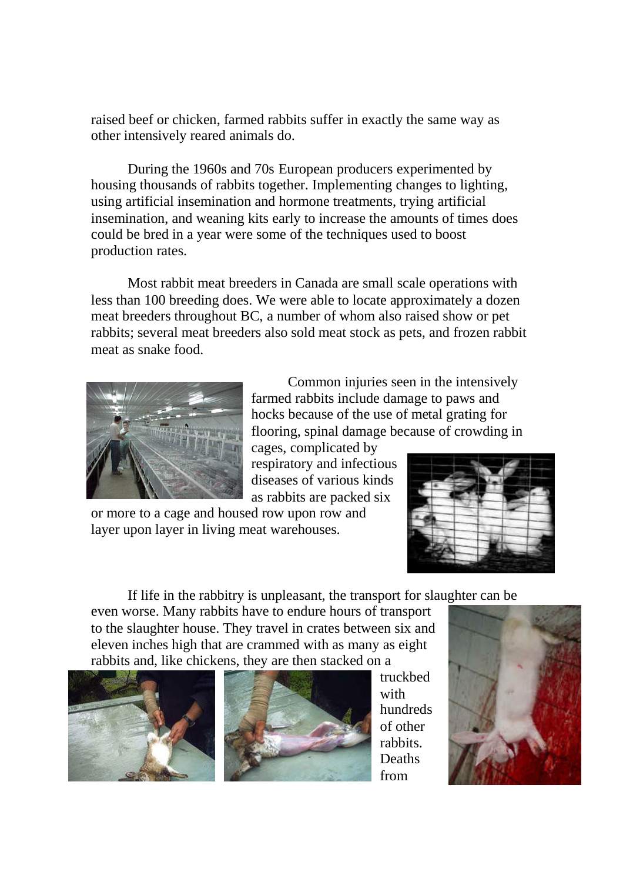raised beef or chicken, farmed rabbits suffer in exactly the same way as other intensively reared animals do.

During the 1960s and 70s European producers experimented by housing thousands of rabbits together. Implementing changes to lighting, using artificial insemination and hormone treatments, trying artificial insemination, and weaning kits early to increase the amounts of times does could be bred in a year were some of the techniques used to boost production rates.

Most rabbit meat breeders in Canada are small scale operations with less than 100 breeding does. We were able to locate approximately a dozen meat breeders throughout BC, a number of whom also raised show or pet rabbits; several meat breeders also sold meat stock as pets, and frozen rabbit meat as snake food.

Common injuries seen in the intensively farmed rabbits include damage to paws and hocks because of the use of metal grating for flooring, spinal damage because of crowding in cages, complicated by respiratory and infectious diseases of various kinds as rabbits are packed six or more to a cage and housed row upon row and layer upon layer in living meat warehouses.

If life in the rabbitry is unpleasant, the transport for slaughter can be even worse. Many rabbits have to endure hours of transport to the slaughter house. They travel in crates between six and eleven inches high that are crammed with as many as eight rabbits and, like chickens, they are then stacked on a truckbed with hundreds of other rabbits. Deaths from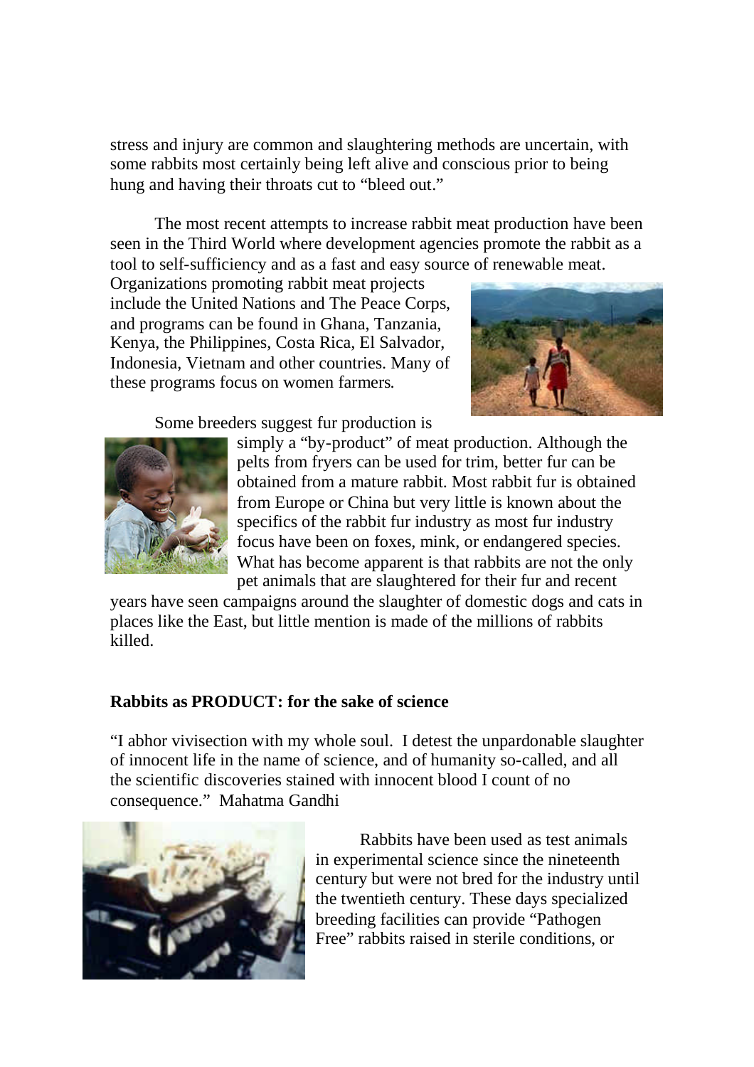stress and injury are common and slaughtering methods are uncertain, with some rabbits most certainly being left alive and conscious prior to being hung and having their throats cut to "bleed out."

The most recent attempts to increase rabbit meat production have been seen in the Third World where development agencies promote the rabbit as a tool to self-sufficiency and as a fast and easy source of renewable meat. Organizations promoting rabbit meat projects include the United Nations and The Peace Corps, and programs can be found in Ghana, Tanzania, Kenya, the Philippines, Costa Rica, El Salvador, Indonesia, Vietnam and other countries. Many of these programs focus on women farmers.

Some breeders suggest fur production is simply a "by-product" of meat production. Although the pelts from fryers can be used for trim, better fur can be obtained from a mature rabbit. Most rabbit fur is obtained from Europe or China but very little is known about the specifics of the rabbit fur industry as most fur industry focus have been on foxes, mink, or endangered species. What has become apparent is that rabbits are not the only pet animals that are slaughtered for their fur and recent years have seen campaigns around the slaughter of domestic dogs and cats in places like the East, but little mention is made of the millions of rabbits killed.

**Rabbits as PRODUCT: for the sake of science**

"I abhor vivisection with my whole soul. I detest the unpardonable slaughter of innocent life in the name of science, and of humanity so-called, and all the scientific discoveries stained with innocent blood I count of no consequence." Mahatma Gandhi

Rabbits have been used as test animals in experimental science since the nineteenth century but were not bred for the industry until the twentieth century. These days specialized breeding facilities can provide "Pathogen Free" rabbits raised in sterile conditions, or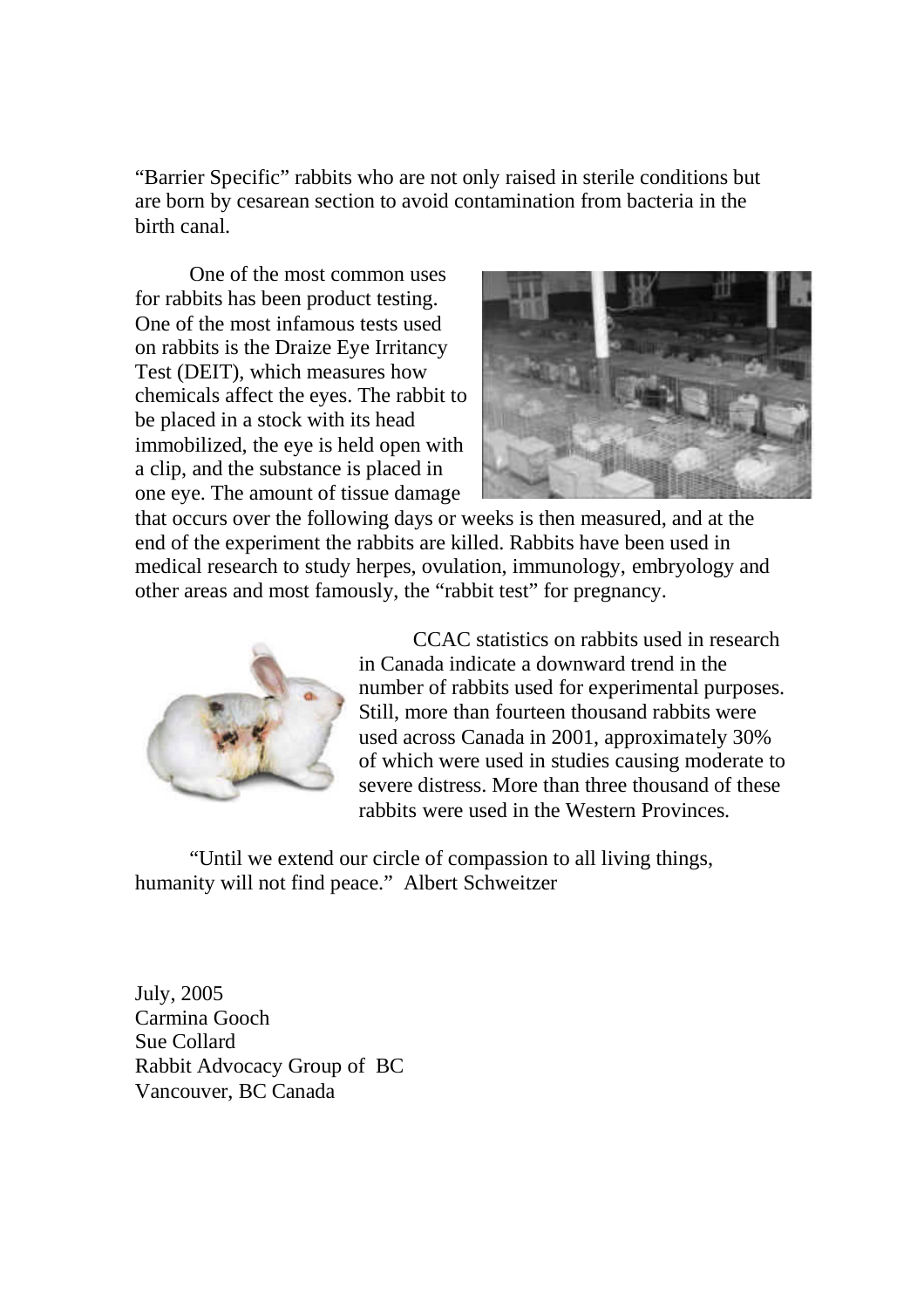"Barrier Specific" rabbits who are not only raised in sterile conditions but are born by cesarean section to avoid contamination from bacteria in the birth canal.

One of the most common uses for rabbits has been product testing. One of the most infamous tests used on rabbits is the Draize Eye Irritancy Test (DEIT), which measures how chemicals affect the eyes. The rabbit to be placed in a stock with its head immobilized, the eye is held open with a clip, and the substance is placed in one eye. The amount of tissue damage that occurs over the following days or weeks is then measured, and at the end of the experiment the rabbits are killed. Rabbits have been used in medical research to study herpes, ovulation, immunology, embryology and other areas and most famously, the "rabbit test" for pregnancy.

CCAC statistics on rabbits used in research in Canada indicate a downward trend in the number of rabbits used for experimental purposes. Still, more than fourteen thousand rabbits were used across Canada in 2001, approximately 30% of which were used in studies causing moderate to severe distress. More than three thousand of these rabbits were used in the Western Provinces.

"Until we extend our circle of compassion to all living things, humanity will not find peace." Albert Schweitzer

July, 2005
Carmina Gooch
Sue Collard
Rabbit Advocacy Group of BC
Vancouver, BC Canada